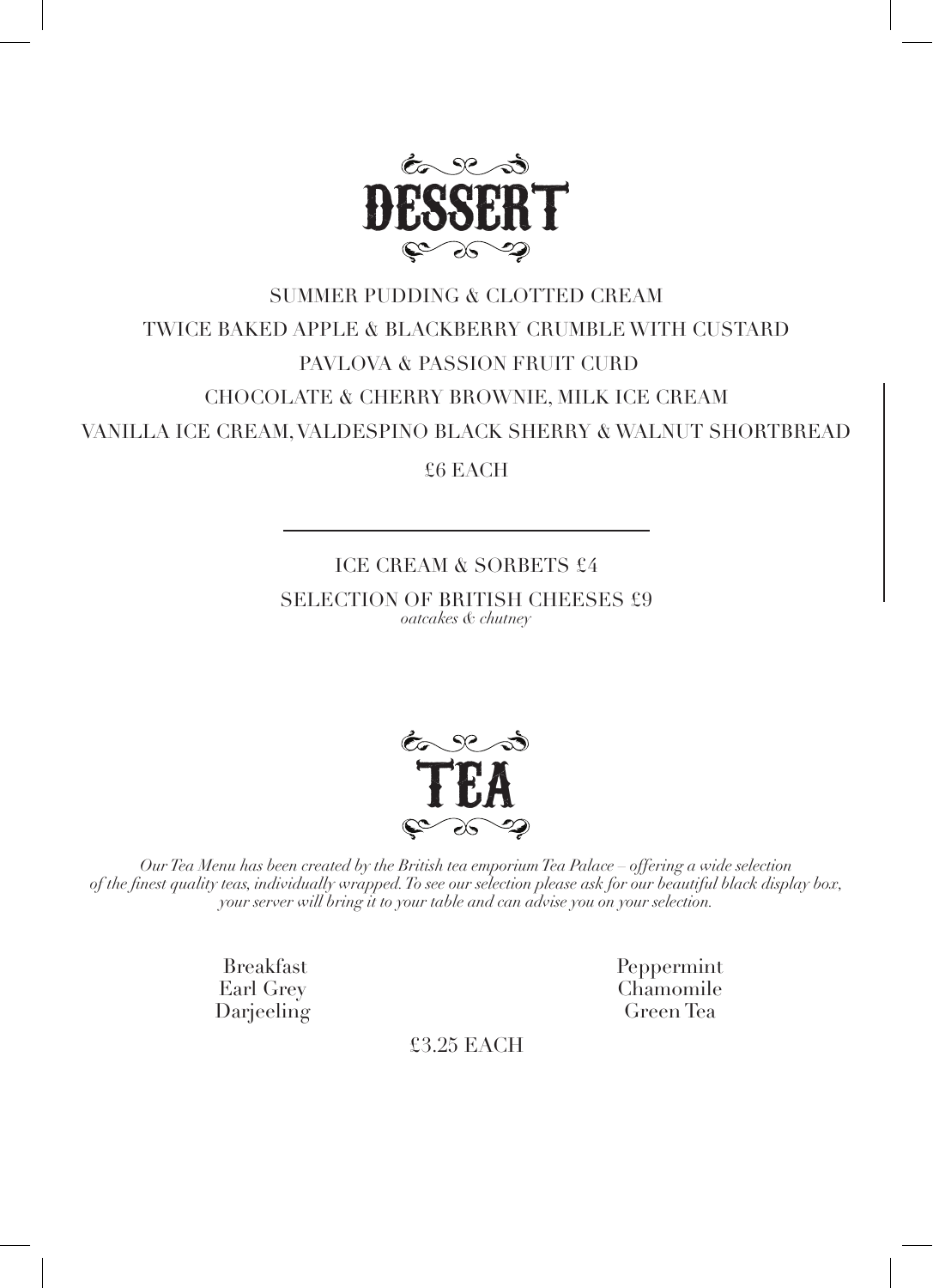# DESSERT

SUMMER PUDDING & CLOTTED CREAM

TWICE BAKED APPLE & BLACKBERRY CRUMBLE WITH CUSTARD

PAVLOVA & PASSION FRUIT CURD

CHOCOLATE & CHERRY BROWNIE, MILK ICE CREAM

VANILLA ICE CREAM, VALDESPINO BLACK SHERRY & WALNUT SHORTBREAD

£6 EACH

---

ICE CREAM & SORBETS £4

SELECTION OF BRITISH CHEESES £9
*oatcakes & chutney*

# TEA

*Our Tea Menu has been created by the British tea emporium Tea Palace – offering a wide selection of the finest quality teas, individually wrapped. To see our selection please ask for our beautiful black display box, your server will bring it to your table and can advise you on your selection.*

Breakfast
Earl Grey
Darjeeling

Peppermint
Chamomile
Green Tea

£3.25 EACH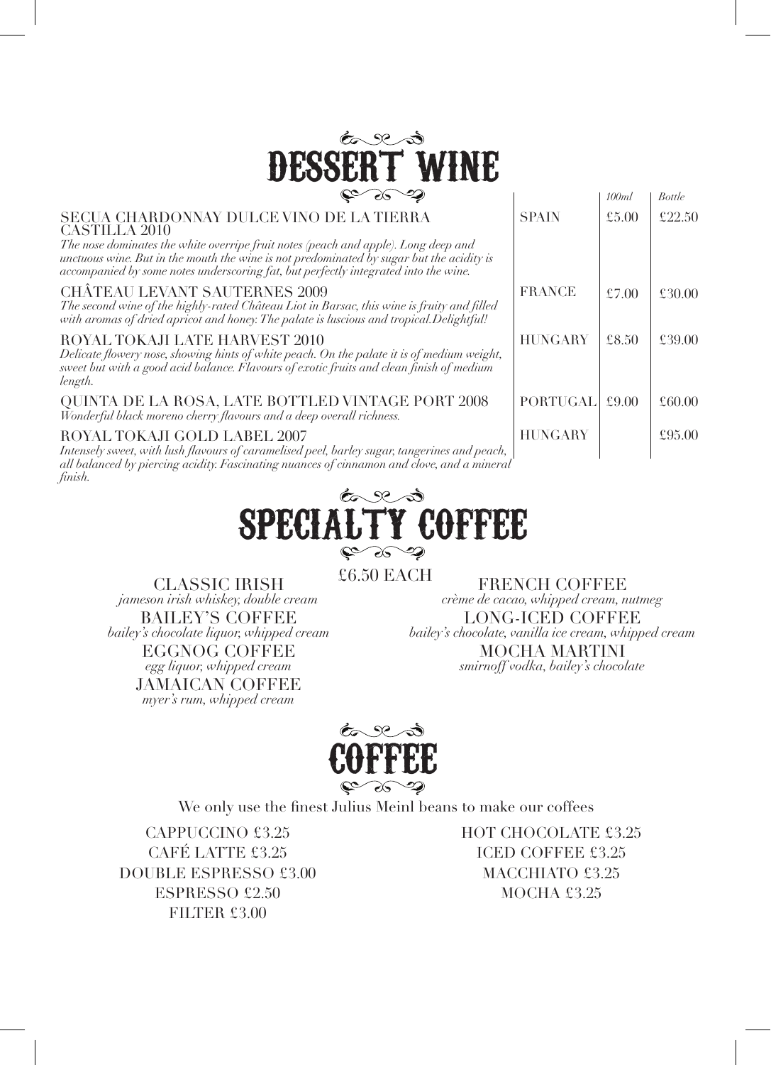# DESSERT WINE

| | | 100ml | Bottle |
|---|---|---|---|
| SECUA CHARDONNAY DULCE VINO DE LA TIERRA CASTILLA 2010<br>*The nose dominates the white overripe fruit notes (peach and apple). Long deep and unctuous wine. But in the mouth the wine is not predominated by sugar but the acidity is accompanied by some notes underscoring fat, but perfectly integrated into the wine.* | SPAIN | £5.00 | £22.50 |
| CHÂTEAU LEVANT SAUTERNES 2009<br>*The second wine of the highly-rated Château Liot in Barsac, this wine is fruity and filled with aromas of dried apricot and honey. The palate is luscious and tropical.Delightful!* | FRANCE | £7.00 | £30.00 |
| ROYAL TOKAJI LATE HARVEST 2010<br>*Delicate flowery nose, showing hints of white peach. On the palate it is of medium weight, sweet but with a good acid balance. Flavours of exotic fruits and clean finish of medium length.* | HUNGARY | £8.50 | £39.00 |
| QUINTA DE LA ROSA, LATE BOTTLED VINTAGE PORT 2008<br>*Wonderful black moreno cherry flavours and a deep overall richness.* | PORTUGAL | £9.00 | £60.00 |
| ROYAL TOKAJI GOLD LABEL 2007<br>*Intensely sweet, with lush flavours of caramelised peel, barley sugar, tangerines and peach, all balanced by piercing acidity. Fascinating nuances of cinnamon and clove, and a mineral finish.* | HUNGARY | | £95.00 |

# SPECIALTY COFFEE

£6.50 EACH

CLASSIC IRISH
*jameson irish whiskey, double cream*

BAILEY'S COFFEE
*bailey's chocolate liquor, whipped cream*

EGGNOG COFFEE
*egg liquor, whipped cream*

JAMAICAN COFFEE
*myer's rum, whipped cream*

FRENCH COFFEE
*crème de cacao, whipped cream, nutmeg*

LONG-ICED COFFEE
*bailey's chocolate, vanilla ice cream, whipped cream*

MOCHA MARTINI
*smirnoff vodka, bailey's chocolate*

# COFFEE

We only use the finest Julius Meinl beans to make our coffees

CAPPUCCINO £3.25
CAFÉ LATTE £3.25
DOUBLE ESPRESSO £3.00
ESPRESSO £2.50
FILTER £3.00

HOT CHOCOLATE £3.25
ICED COFFEE £3.25
MACCHIATO £3.25
MOCHA £3.25